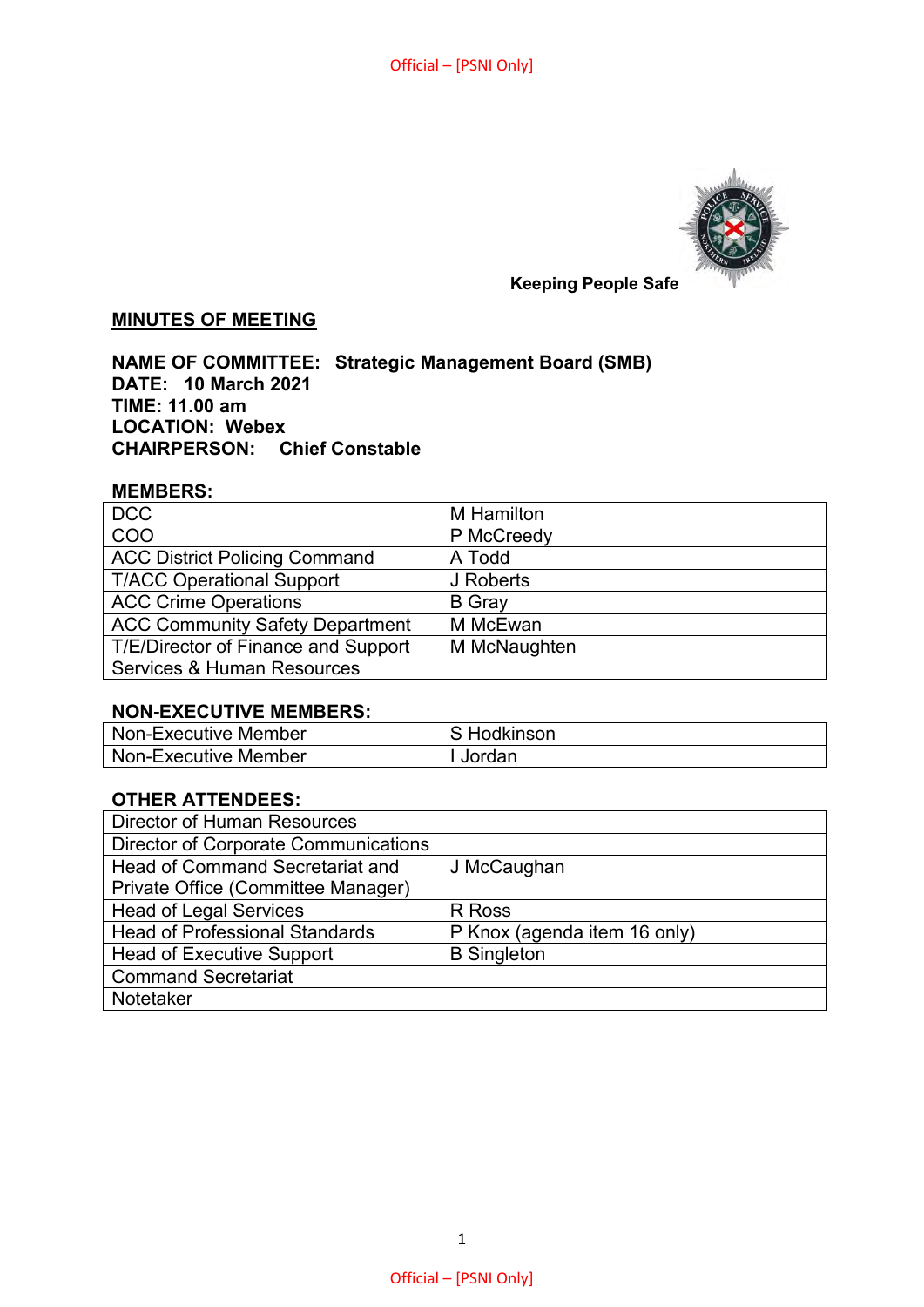Keeping People Safe

## MINUTES OF MEETING

**NAME OF COMMITTEE: Strategic Management Board (SMB)**
**DATE: 10 March 2021**
**TIME: 11.00 am**
**LOCATION: Webex**
**CHAIRPERSON: Chief Constable**

### MEMBERS:

| | |
|---|---|
| DCC | M Hamilton |
| COO | P McCreedy |
| ACC District Policing Command | A Todd |
| T/ACC Operational Support | J Roberts |
| ACC Crime Operations | B Gray |
| ACC Community Safety Department | M McEwan |
| T/E/Director of Finance and Support Services & Human Resources | M McNaughten |

### NON-EXECUTIVE MEMBERS:

| | |
|---|---|
| Non-Executive Member | S Hodkinson |
| Non-Executive Member | I Jordan |

### OTHER ATTENDEES:

| | |
|---|---|
| Director of Human Resources | |
| Director of Corporate Communications | |
| Head of Command Secretariat and Private Office (Committee Manager) | J McCaughan |
| Head of Legal Services | R Ross |
| Head of Professional Standards | P Knox (agenda item 16 only) |
| Head of Executive Support | B Singleton |
| Command Secretariat | |
| Notetaker | |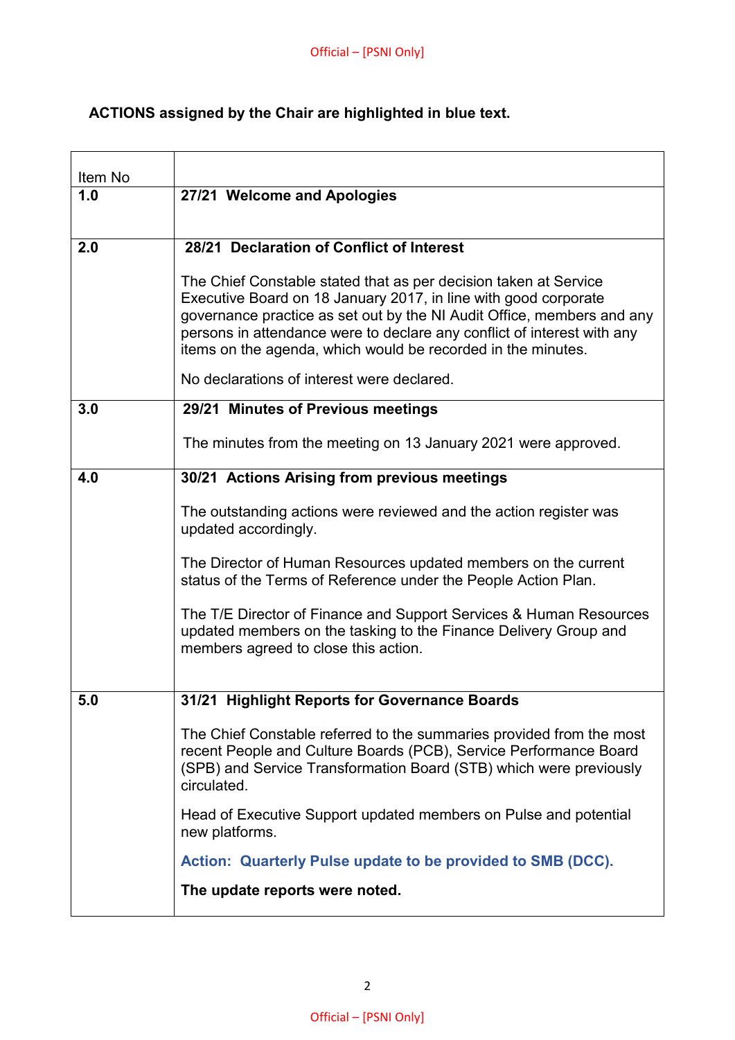**ACTIONS assigned by the Chair are highlighted in blue text.**

| Item No | |
|---|---|
| **1.0** | **27/21 Welcome and Apologies** |
| **2.0** | **28/21 Declaration of Conflict of Interest**<br><br>The Chief Constable stated that as per decision taken at Service Executive Board on 18 January 2017, in line with good corporate governance practice as set out by the NI Audit Office, members and any persons in attendance were to declare any conflict of interest with any items on the agenda, which would be recorded in the minutes.<br><br>No declarations of interest were declared. |
| **3.0** | **29/21 Minutes of Previous meetings**<br><br>The minutes from the meeting on 13 January 2021 were approved. |
| **4.0** | **30/21 Actions Arising from previous meetings**<br><br>The outstanding actions were reviewed and the action register was updated accordingly.<br><br>The Director of Human Resources updated members on the current status of the Terms of Reference under the People Action Plan.<br><br>The T/E Director of Finance and Support Services & Human Resources updated members on the tasking to the Finance Delivery Group and members agreed to close this action. |
| **5.0** | **31/21 Highlight Reports for Governance Boards**<br><br>The Chief Constable referred to the summaries provided from the most recent People and Culture Boards (PCB), Service Performance Board (SPB) and Service Transformation Board (STB) which were previously circulated.<br><br>Head of Executive Support updated members on Pulse and potential new platforms.<br><br>**Action: Quarterly Pulse update to be provided to SMB (DCC).**<br><br>**The update reports were noted.** |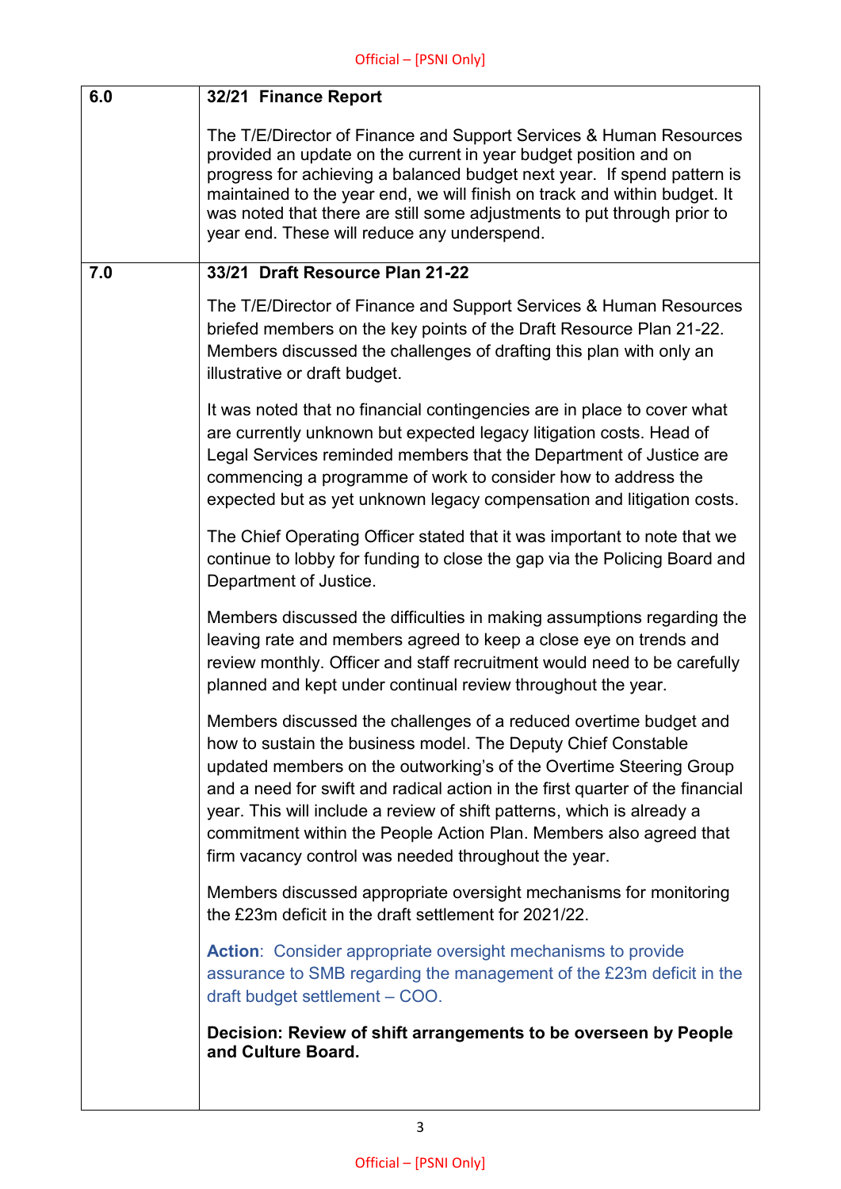| | |
|---|---|
| **6.0** | **32/21 Finance Report**<br><br>The T/E/Director of Finance and Support Services & Human Resources provided an update on the current in year budget position and on progress for achieving a balanced budget next year. If spend pattern is maintained to the year end, we will finish on track and within budget. It was noted that there are still some adjustments to put through prior to year end. These will reduce any underspend. |
| **7.0** | **33/21 Draft Resource Plan 21-22**<br><br>The T/E/Director of Finance and Support Services & Human Resources briefed members on the key points of the Draft Resource Plan 21-22. Members discussed the challenges of drafting this plan with only an illustrative or draft budget.<br><br>It was noted that no financial contingencies are in place to cover what are currently unknown but expected legacy litigation costs. Head of Legal Services reminded members that the Department of Justice are commencing a programme of work to consider how to address the expected but as yet unknown legacy compensation and litigation costs.<br><br>The Chief Operating Officer stated that it was important to note that we continue to lobby for funding to close the gap via the Policing Board and Department of Justice.<br><br>Members discussed the difficulties in making assumptions regarding the leaving rate and members agreed to keep a close eye on trends and review monthly. Officer and staff recruitment would need to be carefully planned and kept under continual review throughout the year.<br><br>Members discussed the challenges of a reduced overtime budget and how to sustain the business model. The Deputy Chief Constable updated members on the outworking's of the Overtime Steering Group and a need for swift and radical action in the first quarter of the financial year. This will include a review of shift patterns, which is already a commitment within the People Action Plan. Members also agreed that firm vacancy control was needed throughout the year.<br><br>Members discussed appropriate oversight mechanisms for monitoring the £23m deficit in the draft settlement for 2021/22.<br><br>**Action**: Consider appropriate oversight mechanisms to provide assurance to SMB regarding the management of the £23m deficit in the draft budget settlement – COO.<br><br>**Decision: Review of shift arrangements to be overseen by People and Culture Board.** |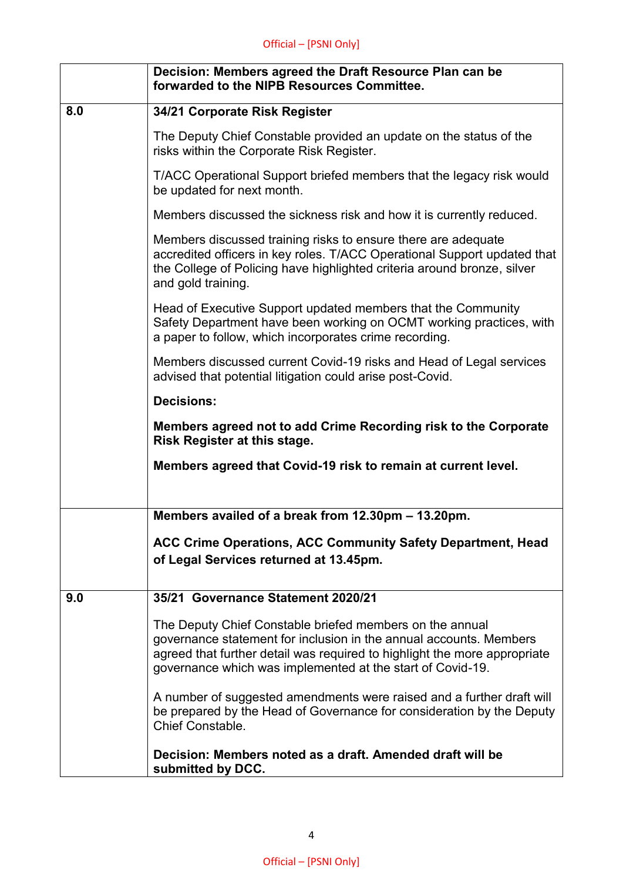| | |
|---|---|
| | **Decision: Members agreed the Draft Resource Plan can be forwarded to the NIPB Resources Committee.** |
| **8.0** | **34/21 Corporate Risk Register**<br><br>The Deputy Chief Constable provided an update on the status of the risks within the Corporate Risk Register.<br><br>T/ACC Operational Support briefed members that the legacy risk would be updated for next month.<br><br>Members discussed the sickness risk and how it is currently reduced.<br><br>Members discussed training risks to ensure there are adequate accredited officers in key roles. T/ACC Operational Support updated that the College of Policing have highlighted criteria around bronze, silver and gold training.<br><br>Head of Executive Support updated members that the Community Safety Department have been working on OCMT working practices, with a paper to follow, which incorporates crime recording.<br><br>Members discussed current Covid-19 risks and Head of Legal services advised that potential litigation could arise post-Covid.<br><br>**Decisions:**<br><br>**Members agreed not to add Crime Recording risk to the Corporate Risk Register at this stage.**<br><br>**Members agreed that Covid-19 risk to remain at current level.** |
| | **Members availed of a break from 12.30pm – 13.20pm.**<br><br>**ACC Crime Operations, ACC Community Safety Department, Head of Legal Services returned at 13.45pm.** |
| **9.0** | **35/21 Governance Statement 2020/21**<br><br>The Deputy Chief Constable briefed members on the annual governance statement for inclusion in the annual accounts. Members agreed that further detail was required to highlight the more appropriate governance which was implemented at the start of Covid-19.<br><br>A number of suggested amendments were raised and a further draft will be prepared by the Head of Governance for consideration by the Deputy Chief Constable.<br><br>**Decision: Members noted as a draft. Amended draft will be submitted by DCC.** |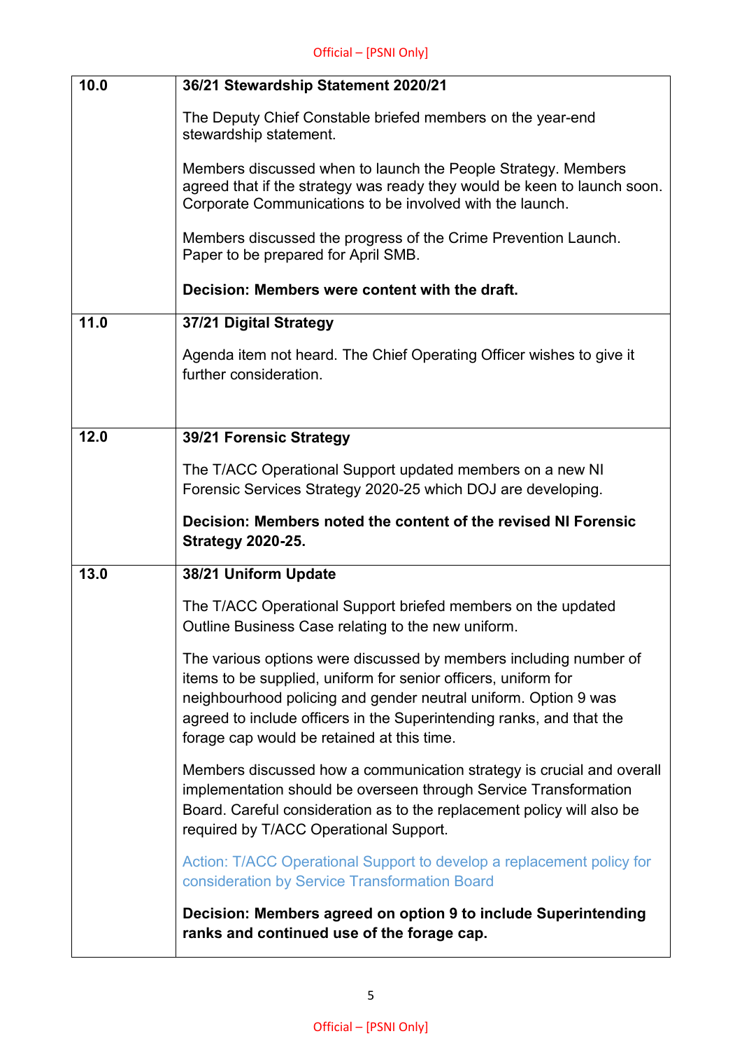| | |
|---|---|
| 10.0 | **36/21 Stewardship Statement 2020/21**<br><br>The Deputy Chief Constable briefed members on the year-end stewardship statement.<br><br>Members discussed when to launch the People Strategy. Members agreed that if the strategy was ready they would be keen to launch soon. Corporate Communications to be involved with the launch.<br><br>Members discussed the progress of the Crime Prevention Launch. Paper to be prepared for April SMB.<br><br>**Decision: Members were content with the draft.** |
| 11.0 | **37/21 Digital Strategy**<br><br>Agenda item not heard. The Chief Operating Officer wishes to give it further consideration. |
| 12.0 | **39/21 Forensic Strategy**<br><br>The T/ACC Operational Support updated members on a new NI Forensic Services Strategy 2020-25 which DOJ are developing.<br><br>**Decision: Members noted the content of the revised NI Forensic Strategy 2020-25.** |
| 13.0 | **38/21 Uniform Update**<br><br>The T/ACC Operational Support briefed members on the updated Outline Business Case relating to the new uniform.<br><br>The various options were discussed by members including number of items to be supplied, uniform for senior officers, uniform for neighbourhood policing and gender neutral uniform. Option 9 was agreed to include officers in the Superintending ranks, and that the forage cap would be retained at this time.<br><br>Members discussed how a communication strategy is crucial and overall implementation should be overseen through Service Transformation Board. Careful consideration as to the replacement policy will also be required by T/ACC Operational Support.<br><br>Action: T/ACC Operational Support to develop a replacement policy for consideration by Service Transformation Board<br><br>**Decision: Members agreed on option 9 to include Superintending ranks and continued use of the forage cap.** |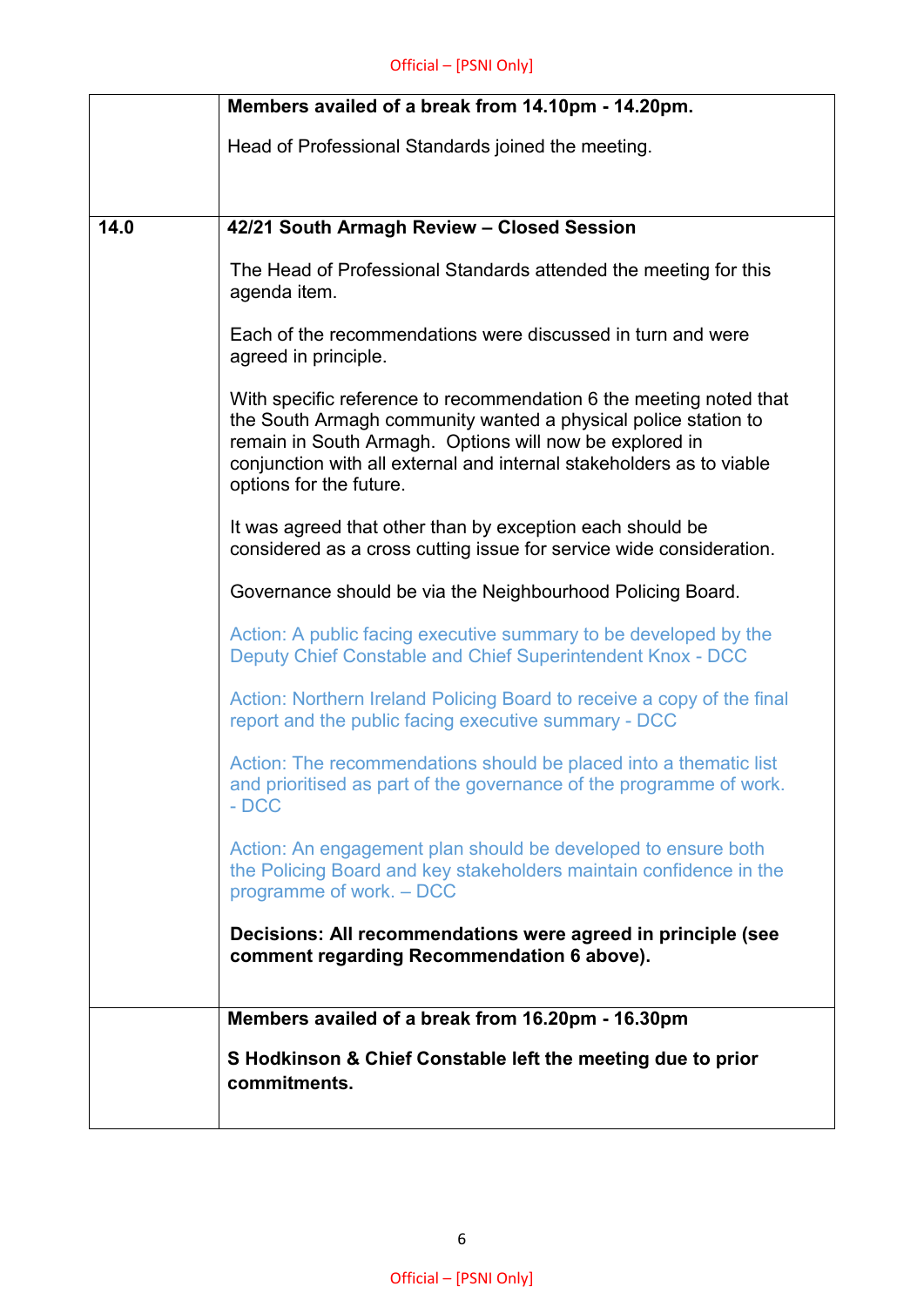| | |
|---|---|
| | **Members availed of a break from 14.10pm - 14.20pm.**<br><br>Head of Professional Standards joined the meeting. |
| **14.0** | **42/21 South Armagh Review – Closed Session**<br><br>The Head of Professional Standards attended the meeting for this agenda item.<br><br>Each of the recommendations were discussed in turn and were agreed in principle.<br><br>With specific reference to recommendation 6 the meeting noted that the South Armagh community wanted a physical police station to remain in South Armagh. Options will now be explored in conjunction with all external and internal stakeholders as to viable options for the future.<br><br>It was agreed that other than by exception each should be considered as a cross cutting issue for service wide consideration.<br><br>Governance should be via the Neighbourhood Policing Board.<br><br>Action: A public facing executive summary to be developed by the Deputy Chief Constable and Chief Superintendent Knox - DCC<br><br>Action: Northern Ireland Policing Board to receive a copy of the final report and the public facing executive summary - DCC<br><br>Action: The recommendations should be placed into a thematic list and prioritised as part of the governance of the programme of work. - DCC<br><br>Action: An engagement plan should be developed to ensure both the Policing Board and key stakeholders maintain confidence in the programme of work. – DCC<br><br>**Decisions: All recommendations were agreed in principle (see comment regarding Recommendation 6 above).** |
| | **Members availed of a break from 16.20pm - 16.30pm**<br><br>**S Hodkinson & Chief Constable left the meeting due to prior commitments.** |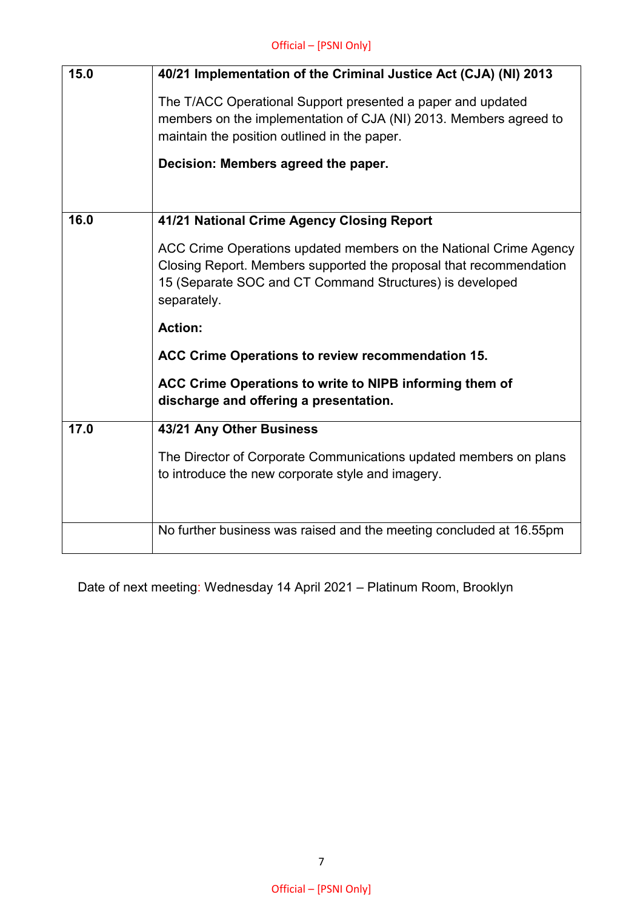| | |
|---|---|
| **15.0** | **40/21 Implementation of the Criminal Justice Act (CJA) (NI) 2013**<br><br>The T/ACC Operational Support presented a paper and updated members on the implementation of CJA (NI) 2013. Members agreed to maintain the position outlined in the paper.<br><br>**Decision: Members agreed the paper.** |
| **16.0** | **41/21 National Crime Agency Closing Report**<br><br>ACC Crime Operations updated members on the National Crime Agency Closing Report. Members supported the proposal that recommendation 15 (Separate SOC and CT Command Structures) is developed separately.<br><br>**Action:**<br><br>**ACC Crime Operations to review recommendation 15.**<br><br>**ACC Crime Operations to write to NIPB informing them of discharge and offering a presentation.** |
| **17.0** | **43/21 Any Other Business**<br><br>The Director of Corporate Communications updated members on plans to introduce the new corporate style and imagery. |
| | No further business was raised and the meeting concluded at 16.55pm |

Date of next meeting: Wednesday 14 April 2021 – Platinum Room, Brooklyn